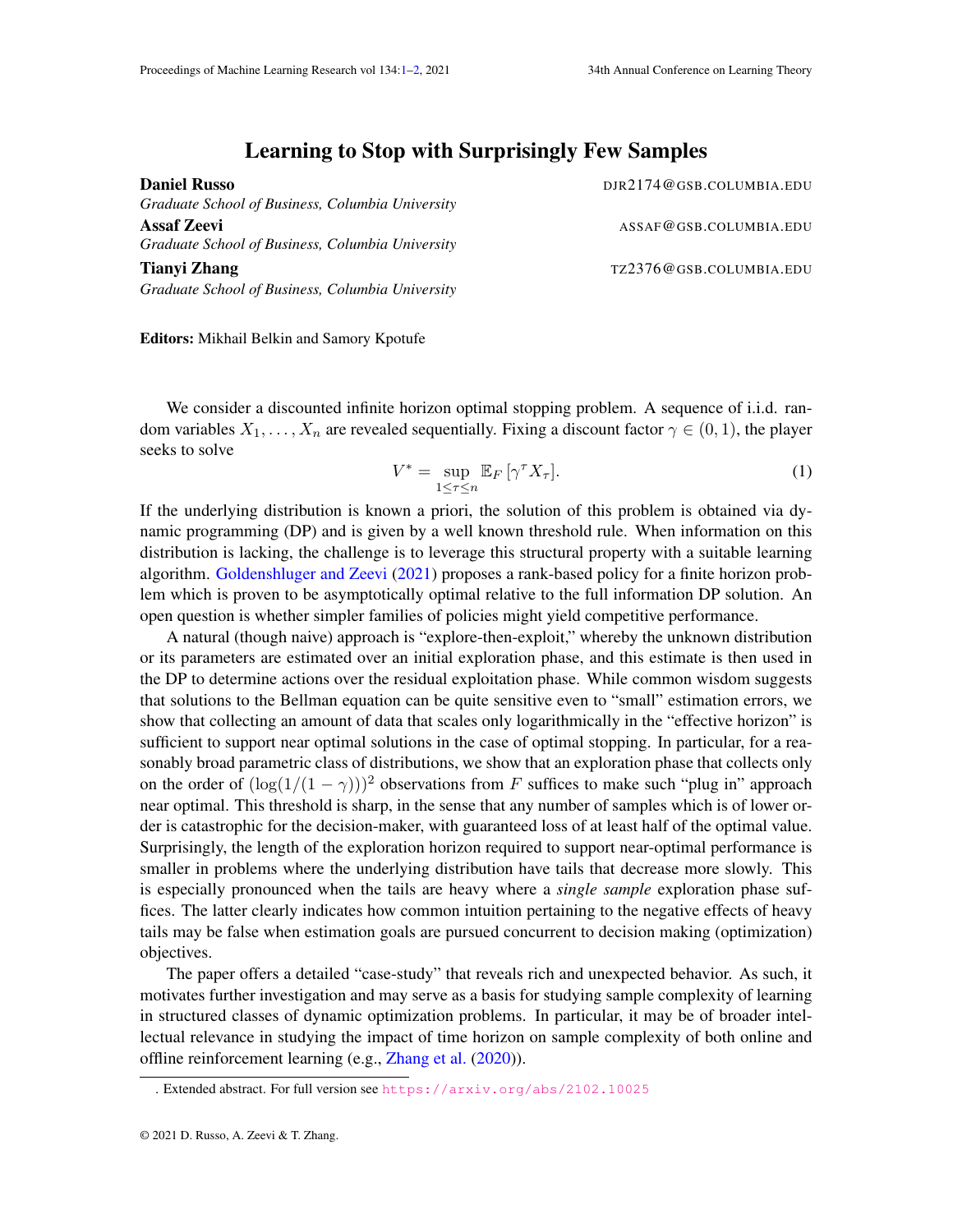# Learning to Stop with Surprisingly Few Samples

**Daniel Russo** DJR2174@GSB.COLUMBIA.EDU
*Graduate School of Business, Columbia University*

**Assaf Zeevi** ASSAF@GSB.COLUMBIA.EDU
*Graduate School of Business, Columbia University*

**Tianyi Zhang** TZ2376@GSB.COLUMBIA.EDU
*Graduate School of Business, Columbia University*

**Editors:** Mikhail Belkin and Samory Kpotufe

We consider a discounted infinite horizon optimal stopping problem. A sequence of i.i.d. random variables $X_1, \ldots, X_n$ are revealed sequentially. Fixing a discount factor $\gamma \in (0, 1)$, the player seeks to solve

$$V^* = \sup_{1 \le \tau \le n} \mathbb{E}_F \left[\gamma^\tau X_\tau\right]. \tag{1}$$

If the underlying distribution is known a priori, the solution of this problem is obtained via dynamic programming (DP) and is given by a well known threshold rule. When information on this distribution is lacking, the challenge is to leverage this structural property with a suitable learning algorithm. Goldenshluger and Zeevi (2021) proposes a rank-based policy for a finite horizon problem which is proven to be asymptotically optimal relative to the full information DP solution. An open question is whether simpler families of policies might yield competitive performance.

A natural (though naive) approach is "explore-then-exploit," whereby the unknown distribution or its parameters are estimated over an initial exploration phase, and this estimate is then used in the DP to determine actions over the residual exploitation phase. While common wisdom suggests that solutions to the Bellman equation can be quite sensitive even to "small" estimation errors, we show that collecting an amount of data that scales only logarithmically in the "effective horizon" is sufficient to support near optimal solutions in the case of optimal stopping. In particular, for a reasonably broad parametric class of distributions, we show that an exploration phase that collects only on the order of $(\log(1/(1-\gamma)))^2$ observations from $F$ suffices to make such "plug in" approach near optimal. This threshold is sharp, in the sense that any number of samples which is of lower order is catastrophic for the decision-maker, with guaranteed loss of at least half of the optimal value. Surprisingly, the length of the exploration horizon required to support near-optimal performance is smaller in problems where the underlying distribution have tails that decrease more slowly. This is especially pronounced when the tails are heavy where a *single sample* exploration phase suffices. The latter clearly indicates how common intuition pertaining to the negative effects of heavy tails may be false when estimation goals are pursued concurrent to decision making (optimization) objectives.

The paper offers a detailed "case-study" that reveals rich and unexpected behavior. As such, it motivates further investigation and may serve as a basis for studying sample complexity of learning in structured classes of dynamic optimization problems. In particular, it may be of broader intellectual relevance in studying the impact of time horizon on sample complexity of both online and offline reinforcement learning (e.g., Zhang et al. (2020)).

. Extended abstract. For full version see https://arxiv.org/abs/2102.10025

© 2021 D. Russo, A. Zeevi & T. Zhang.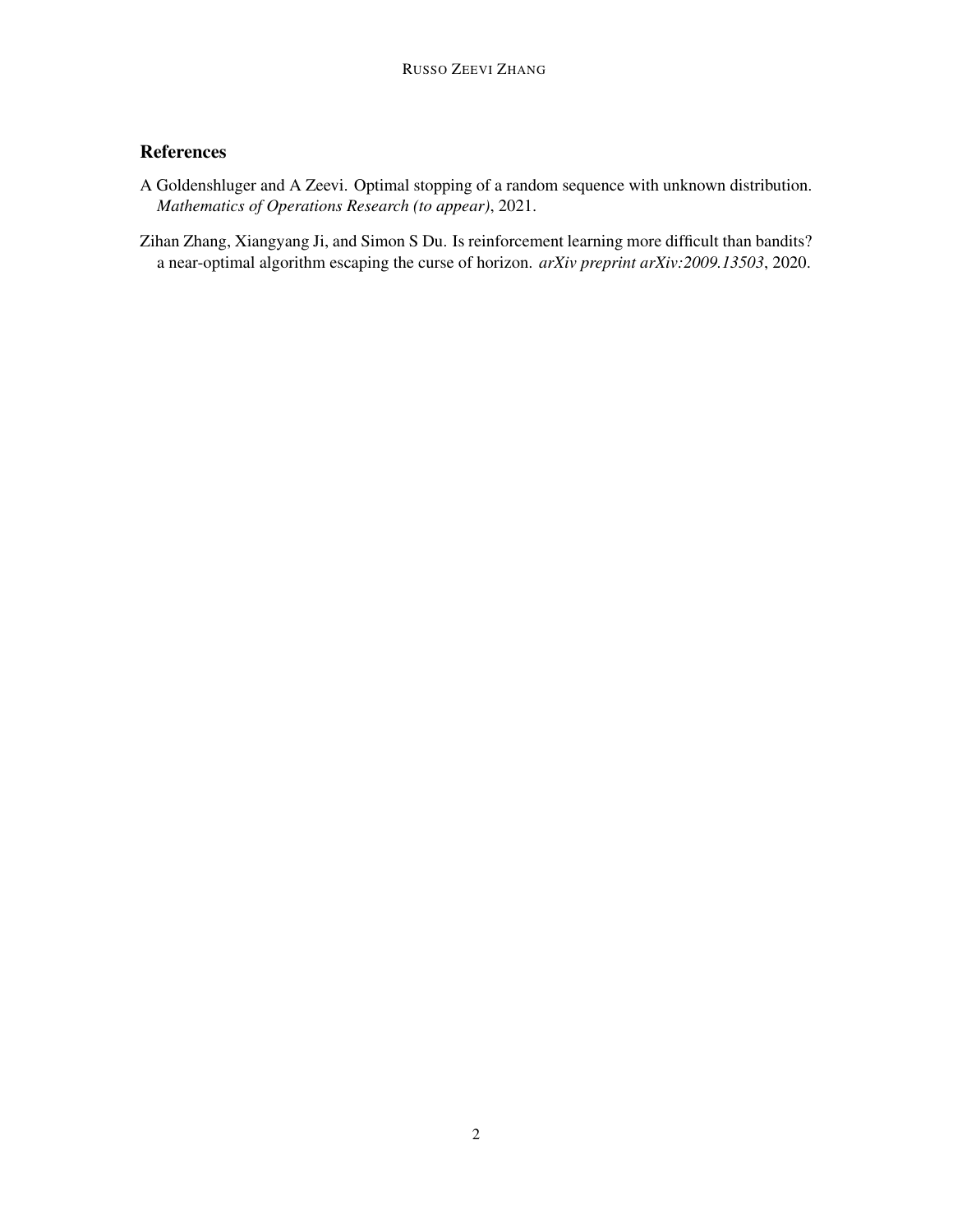## References

A Goldenshluger and A Zeevi. Optimal stopping of a random sequence with unknown distribution. *Mathematics of Operations Research (to appear)*, 2021.

Zihan Zhang, Xiangyang Ji, and Simon S Du. Is reinforcement learning more difficult than bandits? a near-optimal algorithm escaping the curse of horizon. *arXiv preprint arXiv:2009.13503*, 2020.